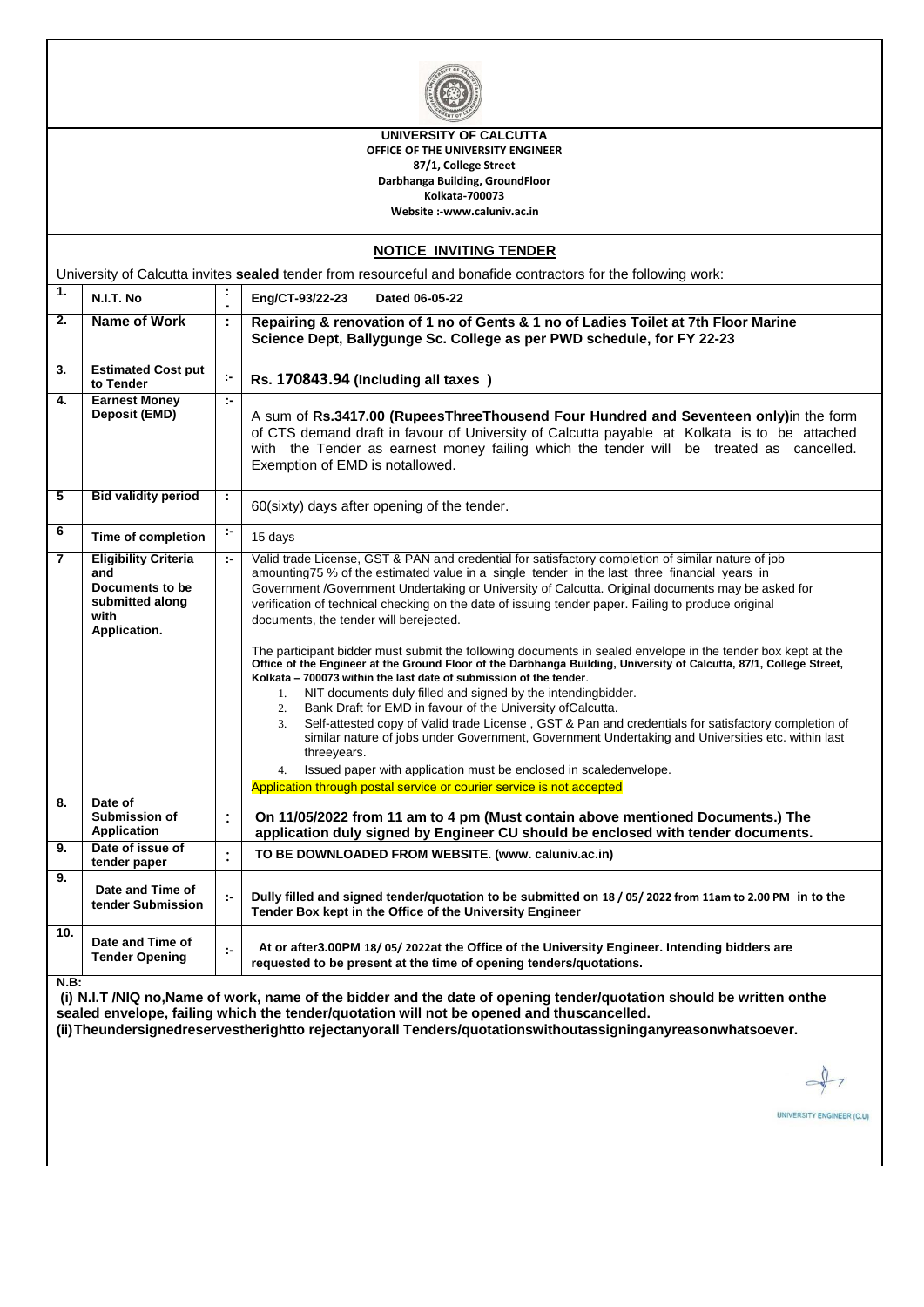**UNIVERSITY OF CALCUTTA**
**OFFICE OF THE UNIVERSITY ENGINEER**
**87/1, College Street**
**Darbhanga Building, GroundFloor**
**Kolkata-700073**
**Website :-www.caluniv.ac.in**

## NOTICE INVITING TENDER

University of Calcutta invites **sealed** tender from resourceful and bonafide contractors for the following work:

| | | | |
|---|---|---|---|
| 1. | N.I.T. No | : | Eng/CT-93/22-23 Dated 06-05-22 |
| 2. | Name of Work | : | **Repairing & renovation of 1 no of Gents & 1 no of Ladies Toilet at 7th Floor Marine Science Dept, Ballygunge Sc. College as per PWD schedule, for FY 22-23** |
| 3. | Estimated Cost put to Tender | :- | **Rs. 170843.94 (Including all taxes )** |
| 4. | Earnest Money Deposit (EMD) | :- | A sum of **Rs.3417.00 (RupeesThreeThousend Four Hundred and Seventeen only)**in the form of CTS demand draft in favour of University of Calcutta payable at Kolkata is to be attached with the Tender as earnest money failing which the tender will be treated as cancelled. Exemption of EMD is notallowed. |
| 5 | Bid validity period | : | 60(sixty) days after opening of the tender. |
| 6 | Time of completion | :- | 15 days |
| 7 | Eligibility Criteria and Documents to be submitted along with Application. | :- | Valid trade License, GST & PAN and credential for satisfactory completion of similar nature of job amounting75 % of the estimated value in a single tender in the last three financial years in Government /Government Undertaking or University of Calcutta. Original documents may be asked for verification of technical checking on the date of issuing tender paper. Failing to produce original documents, the tender will berejected.<br><br>The participant bidder must submit the following documents in sealed envelope in the tender box kept at the **Office of the Engineer at the Ground Floor of the Darbhanga Building, University of Calcutta, 87/1, College Street, Kolkata – 700073 within the last date of submission of the tender**.<br>1. NIT documents duly filled and signed by the intendingbidder.<br>2. Bank Draft for EMD in favour of the University ofCalcutta.<br>3. Self-attested copy of Valid trade License , GST & Pan and credentials for satisfactory completion of similar nature of jobs under Government, Government Undertaking and Universities etc. within last threeyears.<br>4. Issued paper with application must be enclosed in scaledenvelope.<br>Application through postal service or courier service is not accepted |
| 8. | Date of Submission of Application | : | **On 11/05/2022 from 11 am to 4 pm (Must contain above mentioned Documents.) The application duly signed by Engineer CU should be enclosed with tender documents.** |
| 9. | Date of issue of tender paper | : | **TO BE DOWNLOADED FROM WEBSITE. (www. caluniv.ac.in)** |
| 9. | Date and Time of tender Submission | :- | **Dully filled and signed tender/quotation to be submitted on 18 / 05/ 2022 from 11am to 2.00 PM in to the Tender Box kept in the Office of the University Engineer** |
| 10. | Date and Time of Tender Opening | :- | **At or after3.00PM 18/ 05/ 2022at the Office of the University Engineer. Intending bidders are requested to be present at the time of opening tenders/quotations.** |

**N.B:**

**(i) N.I.T /NIQ no,Name of work, name of the bidder and the date of opening tender/quotation should be written onthe sealed envelope, failing which the tender/quotation will not be opened and thuscancelled.**

**(ii)Theundersignedreservestherightto rejectanyorall Tenders/quotationswithoutassigninganyreasonwhatsoever.**

UNIVERSITY ENGINEER (C.U)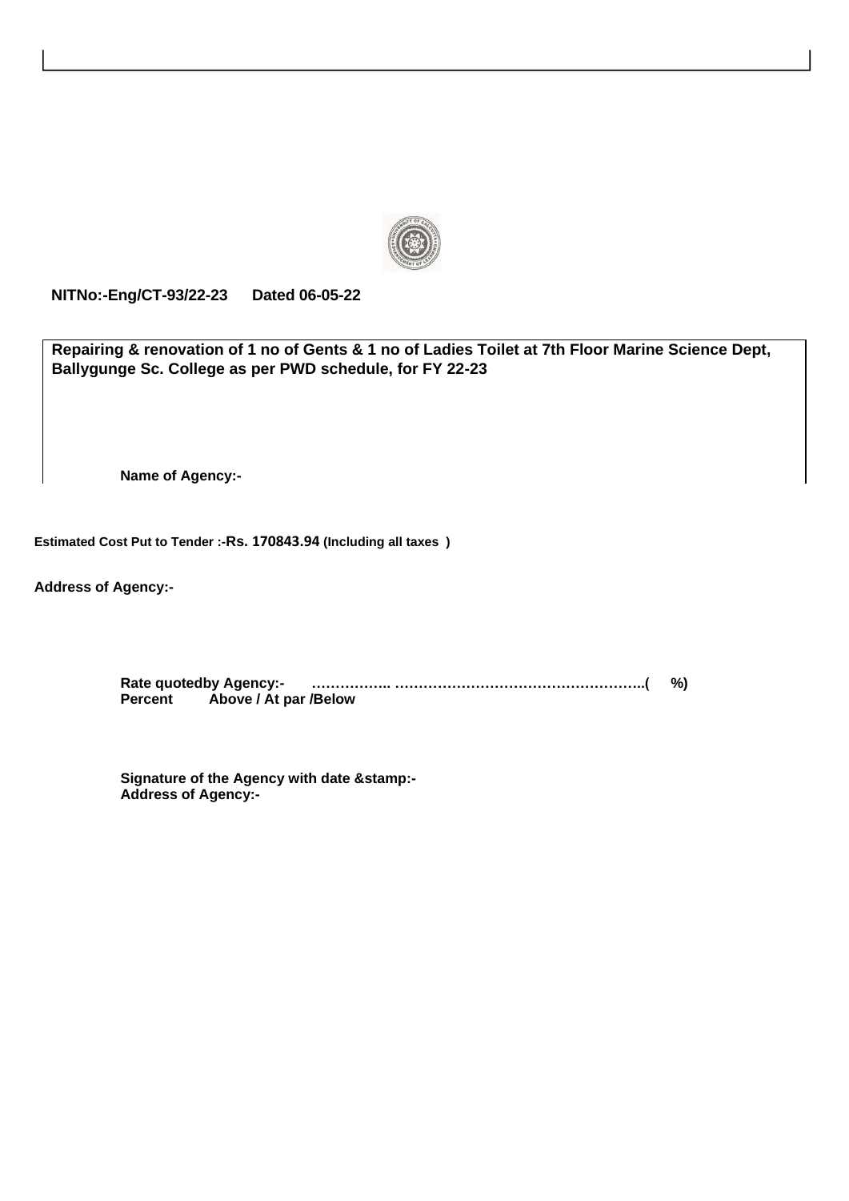**NITNo:-Eng/CT-93/22-23 Dated 06-05-22**

**Repairing & renovation of 1 no of Gents & 1 no of Ladies Toilet at 7th Floor Marine Science Dept, Ballygunge Sc. College as per PWD schedule, for FY 22-23**

**Name of Agency:-**

**Estimated Cost Put to Tender :-Rs. 170843.94 (Including all taxes )**

**Address of Agency:-**

**Rate quotedby Agency:- …………….. ……………………………………………..( %)**
**Percent Above / At par /Below**

**Signature of the Agency with date &stamp:-**
**Address of Agency:-**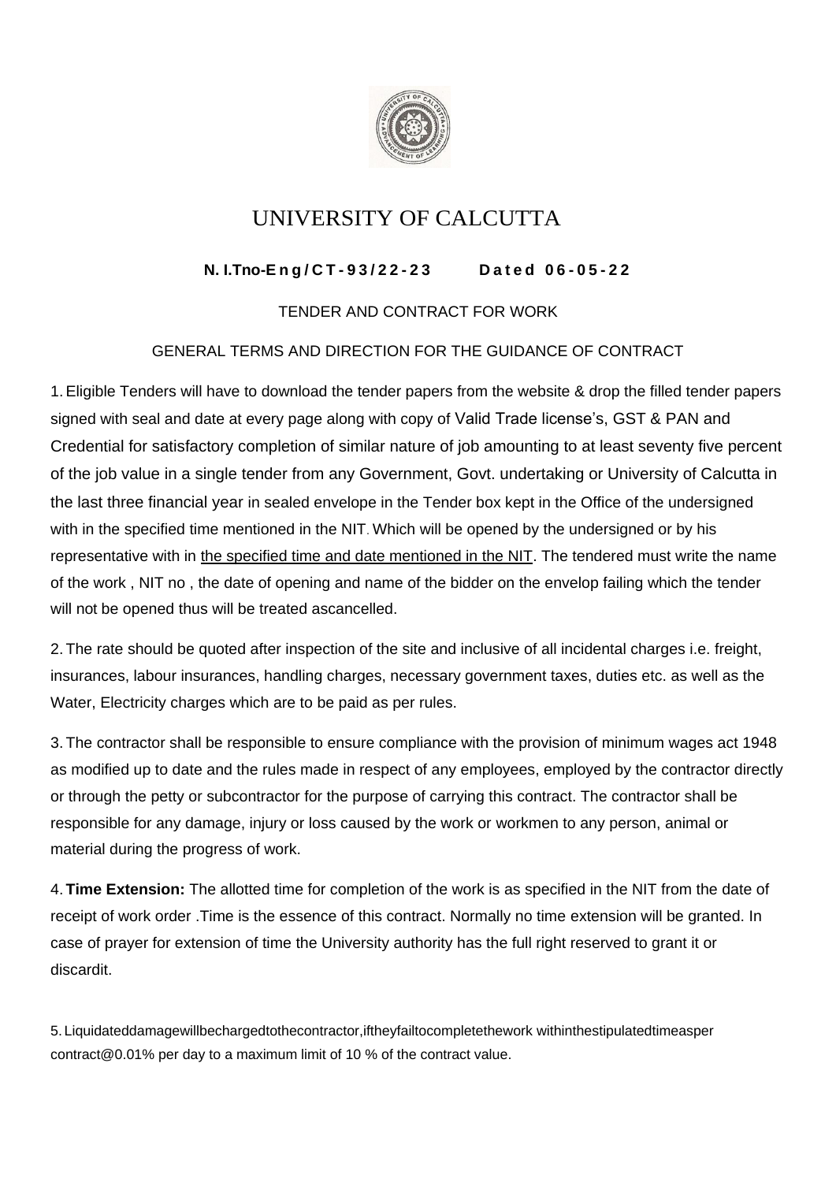# UNIVERSITY OF CALCUTTA

**N. I.Tno-Eng/CT-93/22-23 Dated 06-05-22**

TENDER AND CONTRACT FOR WORK

GENERAL TERMS AND DIRECTION FOR THE GUIDANCE OF CONTRACT

1. Eligible Tenders will have to download the tender papers from the website & drop the filled tender papers signed with seal and date at every page along with copy of Valid Trade license's, GST & PAN and Credential for satisfactory completion of similar nature of job amounting to at least seventy five percent of the job value in a single tender from any Government, Govt. undertaking or University of Calcutta in the last three financial year in sealed envelope in the Tender box kept in the Office of the undersigned with in the specified time mentioned in the NIT. Which will be opened by the undersigned or by his representative with in the specified time and date mentioned in the NIT. The tendered must write the name of the work , NIT no , the date of opening and name of the bidder on the envelop failing which the tender will not be opened thus will be treated ascancelled.

2. The rate should be quoted after inspection of the site and inclusive of all incidental charges i.e. freight, insurances, labour insurances, handling charges, necessary government taxes, duties etc. as well as the Water, Electricity charges which are to be paid as per rules.

3. The contractor shall be responsible to ensure compliance with the provision of minimum wages act 1948 as modified up to date and the rules made in respect of any employees, employed by the contractor directly or through the petty or subcontractor for the purpose of carrying this contract. The contractor shall be responsible for any damage, injury or loss caused by the work or workmen to any person, animal or material during the progress of work.

4. **Time Extension:** The allotted time for completion of the work is as specified in the NIT from the date of receipt of work order .Time is the essence of this contract. Normally no time extension will be granted. In case of prayer for extension of time the University authority has the full right reserved to grant it or discardit.

5. Liquidateddamagewillbechargedtothecontractor,iftheyfailtocompletethework withinthestipulatedtimeasper contract@0.01% per day to a maximum limit of 10 % of the contract value.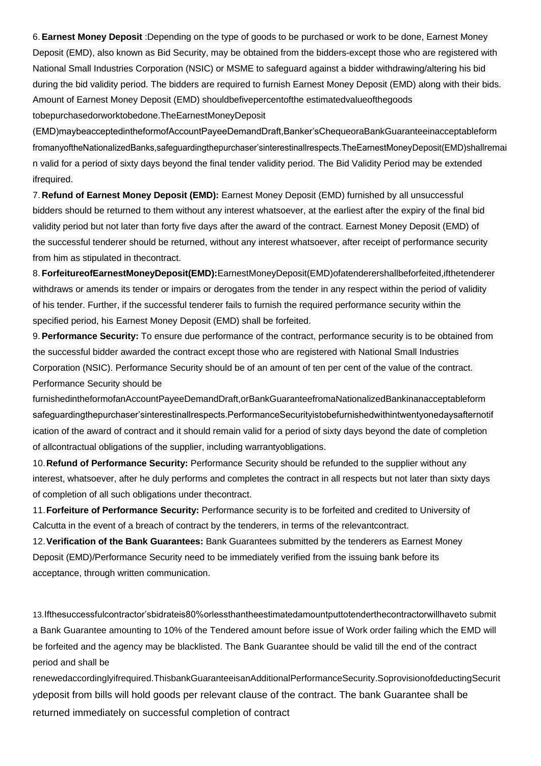6. **Earnest Money Deposit** :Depending on the type of goods to be purchased or work to be done, Earnest Money Deposit (EMD), also known as Bid Security, may be obtained from the bidders-except those who are registered with National Small Industries Corporation (NSIC) or MSME to safeguard against a bidder withdrawing/altering his bid during the bid validity period. The bidders are required to furnish Earnest Money Deposit (EMD) along with their bids. Amount of Earnest Money Deposit (EMD) shouldbefivepercentofthe estimatedvalueofthegoods tobepurchasedorworktobedone.TheEarnestMoneyDeposit (EMD)maybeacceptedintheformofAccountPayeeDemandDraft,Banker'sChequeoraBankGuaranteeinacceptableform fromanyoftheNationalizedBanks,safeguardingthepurchaser'sinterestinallrespects.TheEarnestMoneyDeposit(EMD)shallremain valid for a period of sixty days beyond the final tender validity period. The Bid Validity Period may be extended ifrequired.

7. **Refund of Earnest Money Deposit (EMD):** Earnest Money Deposit (EMD) furnished by all unsuccessful bidders should be returned to them without any interest whatsoever, at the earliest after the expiry of the final bid validity period but not later than forty five days after the award of the contract. Earnest Money Deposit (EMD) of the successful tenderer should be returned, without any interest whatsoever, after receipt of performance security from him as stipulated in thecontract.

8. **ForfeitureofEarnestMoneyDeposit(EMD):**EarnestMoneyDeposit(EMD)ofatenderershallbeforfeited,ifthetenderer withdraws or amends its tender or impairs or derogates from the tender in any respect within the period of validity of his tender. Further, if the successful tenderer fails to furnish the required performance security within the specified period, his Earnest Money Deposit (EMD) shall be forfeited.

9. **Performance Security:** To ensure due performance of the contract, performance security is to be obtained from the successful bidder awarded the contract except those who are registered with National Small Industries Corporation (NSIC). Performance Security should be of an amount of ten per cent of the value of the contract. Performance Security should be furnishedintheformofanAccountPayeeDemandDraft,orBankGuaranteefromaNationalizedBankinanacceptableform safeguardingthepurchaser'sinterestinallrespects.PerformanceSecurityistobefurnishedwithintwentyonedaysafternotification of the award of contract and it should remain valid for a period of sixty days beyond the date of completion of allcontractual obligations of the supplier, including warrantyobligations.

10. **Refund of Performance Security:** Performance Security should be refunded to the supplier without any interest, whatsoever, after he duly performs and completes the contract in all respects but not later than sixty days of completion of all such obligations under thecontract.

11. **Forfeiture of Performance Security:** Performance security is to be forfeited and credited to University of Calcutta in the event of a breach of contract by the tenderers, in terms of the relevantcontract.

12. **Verification of the Bank Guarantees:** Bank Guarantees submitted by the tenderers as Earnest Money Deposit (EMD)/Performance Security need to be immediately verified from the issuing bank before its acceptance, through written communication.

13.Ifthesuccessfulcontractor'sbidrateis80%orlessthantheestimatedamountputtotenderthecontractorwillhaveto submit a Bank Guarantee amounting to 10% of the Tendered amount before issue of Work order failing which the EMD will be forfeited and the agency may be blacklisted. The Bank Guarantee should be valid till the end of the contract period and shall be renewedaccordinglyifrequired.ThisbankGuaranteeisanAdditionalPerformanceSecurity.SoprovisionofdeductingSecurit ydeposit from bills will hold goods per relevant clause of the contract. The bank Guarantee shall be returned immediately on successful completion of contract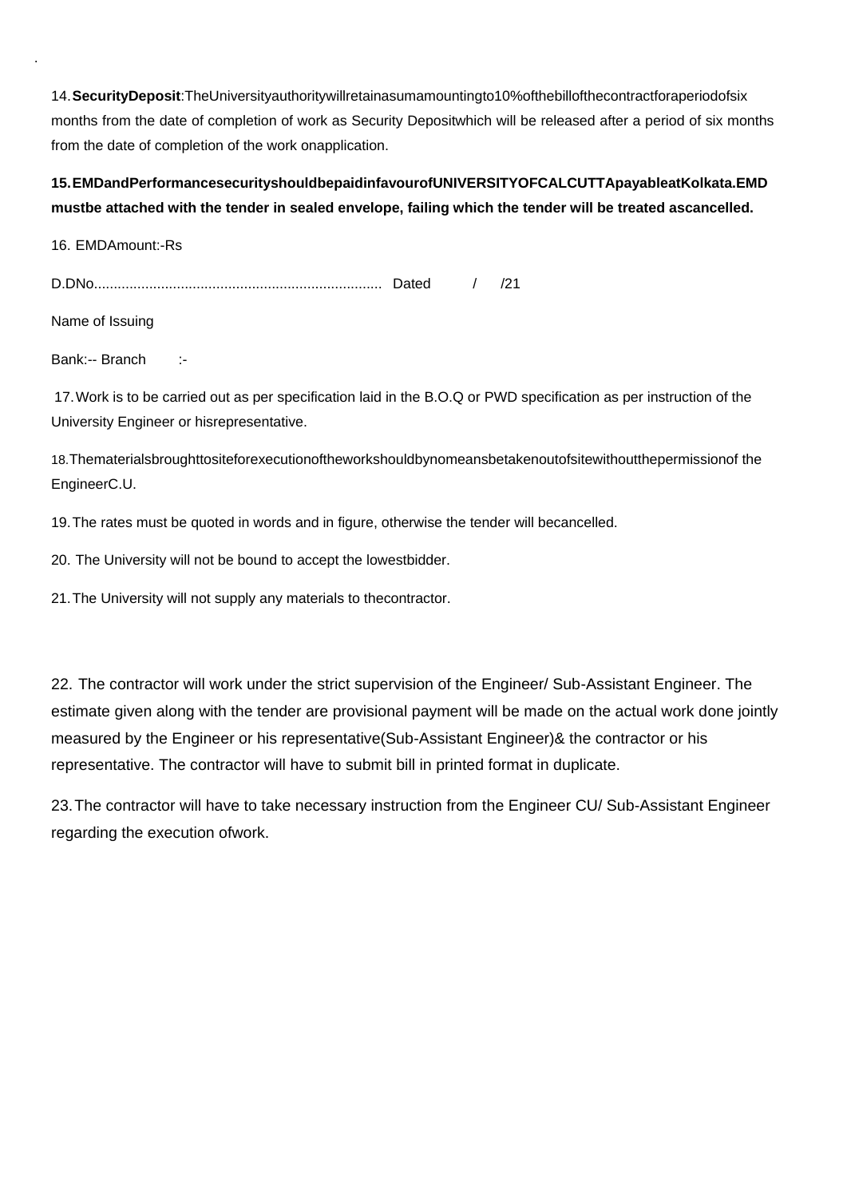.

14. **SecurityDeposit**:TheUniversityauthoritywillretainasumamountingto10%ofthebillofthecontractforaperiodofsix months from the date of completion of work as Security Depositwhich will be released after a period of six months from the date of completion of the work onapplication.

**15.EMDandPerformancesecurityshouldbepaidinfavourofUNIVERSITYOFCALCUTTApayableatKolkata.EMD mustbe attached with the tender in sealed envelope, failing which the tender will be treated ascancelled.**

16. EMDAmount:-Rs

D.DNo......................................................................... Dated / /21

Name of Issuing

Bank:-- Branch :-

17. Work is to be carried out as per specification laid in the B.O.Q or PWD specification as per instruction of the University Engineer or hisrepresentative.

18.Thematerialsbroughttositeforexecutionoftheworkshouldbynomeansbetakenoutofsitewithoutthepermissionof the EngineerC.U.

19. The rates must be quoted in words and in figure, otherwise the tender will becancelled.

20. The University will not be bound to accept the lowestbidder.

21. The University will not supply any materials to thecontractor.

22. The contractor will work under the strict supervision of the Engineer/ Sub-Assistant Engineer. The estimate given along with the tender are provisional payment will be made on the actual work done jointly measured by the Engineer or his representative(Sub-Assistant Engineer)& the contractor or his representative. The contractor will have to submit bill in printed format in duplicate.

23. The contractor will have to take necessary instruction from the Engineer CU/ Sub-Assistant Engineer regarding the execution ofwork.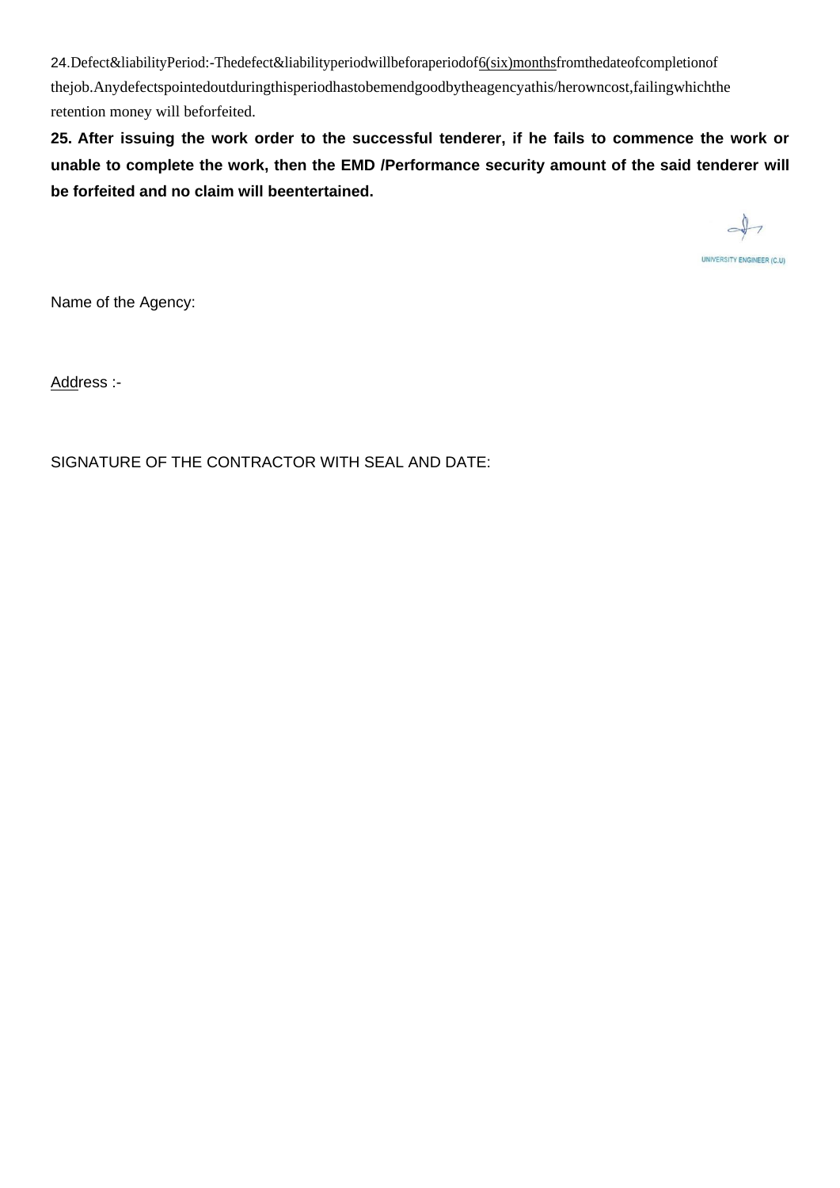24.Defect&liabilityPeriod:-Thedefect&liabilityperiodwillbeforaperiodof6(six)monthsfromthedateofcompletionof thejob.Anydefectspointedoutduringthisperiodhastobemendgoodbytheagencyathis/herowncost,failingwhichthe retention money will beforfeited.

**25. After issuing the work order to the successful tenderer, if he fails to commence the work or unable to complete the work, then the EMD /Performance security amount of the said tenderer will be forfeited and no claim will beentertained.**

UNIVERSITY ENGINEER (C.U)

Name of the Agency:

Address :-

SIGNATURE OF THE CONTRACTOR WITH SEAL AND DATE: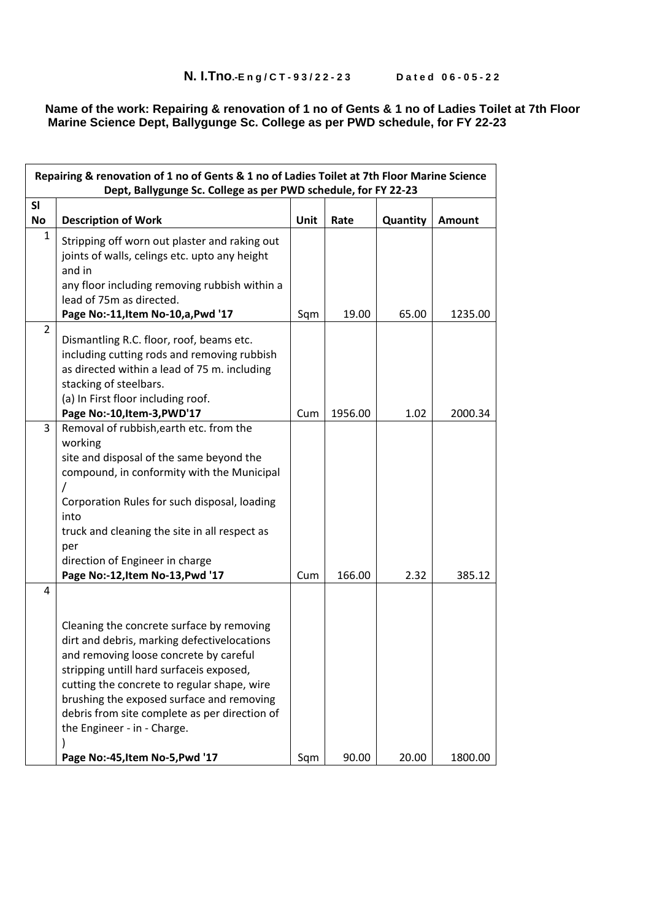**N. I.Tno.-Eng/CT-93/22-23** **Dated 06-05-22**

**Name of the work: Repairing & renovation of 1 no of Gents & 1 no of Ladies Toilet at 7th Floor Marine Science Dept, Ballygunge Sc. College as per PWD schedule, for FY 22-23**

| Repairing & renovation of 1 no of Gents & 1 no of Ladies Toilet at 7th Floor Marine Science Dept, Ballygunge Sc. College as per PWD schedule, for FY 22-23 | | | | | |
|---|---|---|---|---|---|
| **Sl No** | **Description of Work** | **Unit** | **Rate** | **Quantity** | **Amount** |
| 1 | Stripping off worn out plaster and raking out joints of walls, celings etc. upto any height and in any floor including removing rubbish within a lead of 75m as directed. **Page No:-11,Item No-10,a,Pwd '17** | Sqm | 19.00 | 65.00 | 1235.00 |
| 2 | Dismantling R.C. floor, roof, beams etc. including cutting rods and removing rubbish as directed within a lead of 75 m. including stacking of steelbars. (a) In First floor including roof. **Page No:-10,Item-3,PWD'17** | Cum | 1956.00 | 1.02 | 2000.34 |
| 3 | Removal of rubbish,earth etc. from the working site and disposal of the same beyond the compound, in conformity with the Municipal / Corporation Rules for such disposal, loading into truck and cleaning the site in all respect as per direction of Engineer in charge **Page No:-12,Item No-13,Pwd '17** | Cum | 166.00 | 2.32 | 385.12 |
| 4 | Cleaning the concrete surface by removing dirt and debris, marking defectivelocations and removing loose concrete by careful stripping untill hard surfaceis exposed, cutting the concrete to regular shape, wire brushing the exposed surface and removing debris from site complete as per direction of the Engineer - in - Charge. ) **Page No:-45,Item No-5,Pwd '17** | Sqm | 90.00 | 20.00 | 1800.00 |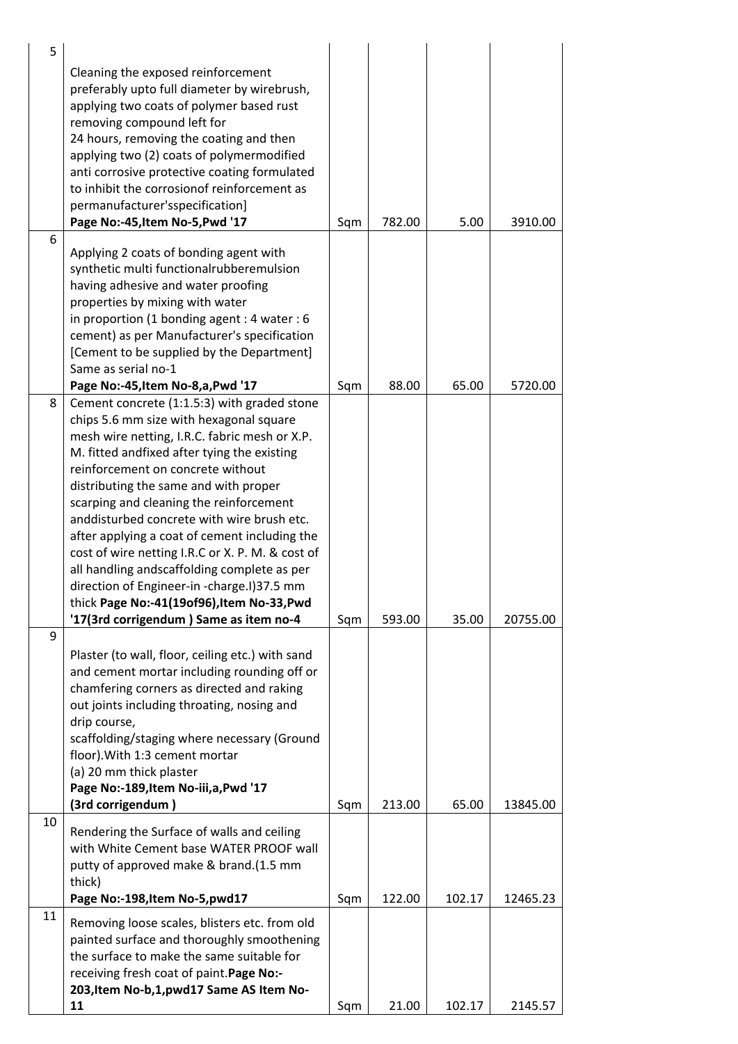| | | | | | |
|---|---|---|---|---|---|
| 5 | Cleaning the exposed reinforcement preferably upto full diameter by wirebrush, applying two coats of polymer based rust removing compound left for 24 hours, removing the coating and then applying two (2) coats of polymermodified anti corrosive protective coating formulated to inhibit the corrosionof reinforcement as permanufacturer'sspecification] **Page No:-45,Item No-5,Pwd '17** | Sqm | 782.00 | 5.00 | 3910.00 |
| 6 | Applying 2 coats of bonding agent with synthetic multi functionalrubberemulsion having adhesive and water proofing properties by mixing with water in proportion (1 bonding agent : 4 water : 6 cement) as per Manufacturer's specification [Cement to be supplied by the Department] Same as serial no-1 **Page No:-45,Item No-8,a,Pwd '17** | Sqm | 88.00 | 65.00 | 5720.00 |
| 8 | Cement concrete (1:1.5:3) with graded stone chips 5.6 mm size with hexagonal square mesh wire netting, I.R.C. fabric mesh or X.P. M. fitted andfixed after tying the existing reinforcement on concrete without distributing the same and with proper scarping and cleaning the reinforcement anddisturbed concrete with wire brush etc. after applying a coat of cement including the cost of wire netting I.R.C or X. P. M. & cost of all handling andscaffolding complete as per direction of Engineer-in -charge.I)37.5 mm thick **Page No:-41(19of96),Item No-33,Pwd '17(3rd corrigendum ) Same as item no-4** | Sqm | 593.00 | 35.00 | 20755.00 |
| 9 | Plaster (to wall, floor, ceiling etc.) with sand and cement mortar including rounding off or chamfering corners as directed and raking out joints including throating, nosing and drip course, scaffolding/staging where necessary (Ground floor).With 1:3 cement mortar (a) 20 mm thick plaster **Page No:-189,Item No-iii,a,Pwd '17 (3rd corrigendum )** | Sqm | 213.00 | 65.00 | 13845.00 |
| 10 | Rendering the Surface of walls and ceiling with White Cement base WATER PROOF wall putty of approved make & brand.(1.5 mm thick) **Page No:-198,Item No-5,pwd17** | Sqm | 122.00 | 102.17 | 12465.23 |
| 11 | Removing loose scales, blisters etc. from old painted surface and thoroughly smoothening the surface to make the same suitable for receiving fresh coat of paint.**Page No:-203,Item No-b,1,pwd17 Same AS Item No-11** | Sqm | 21.00 | 102.17 | 2145.57 |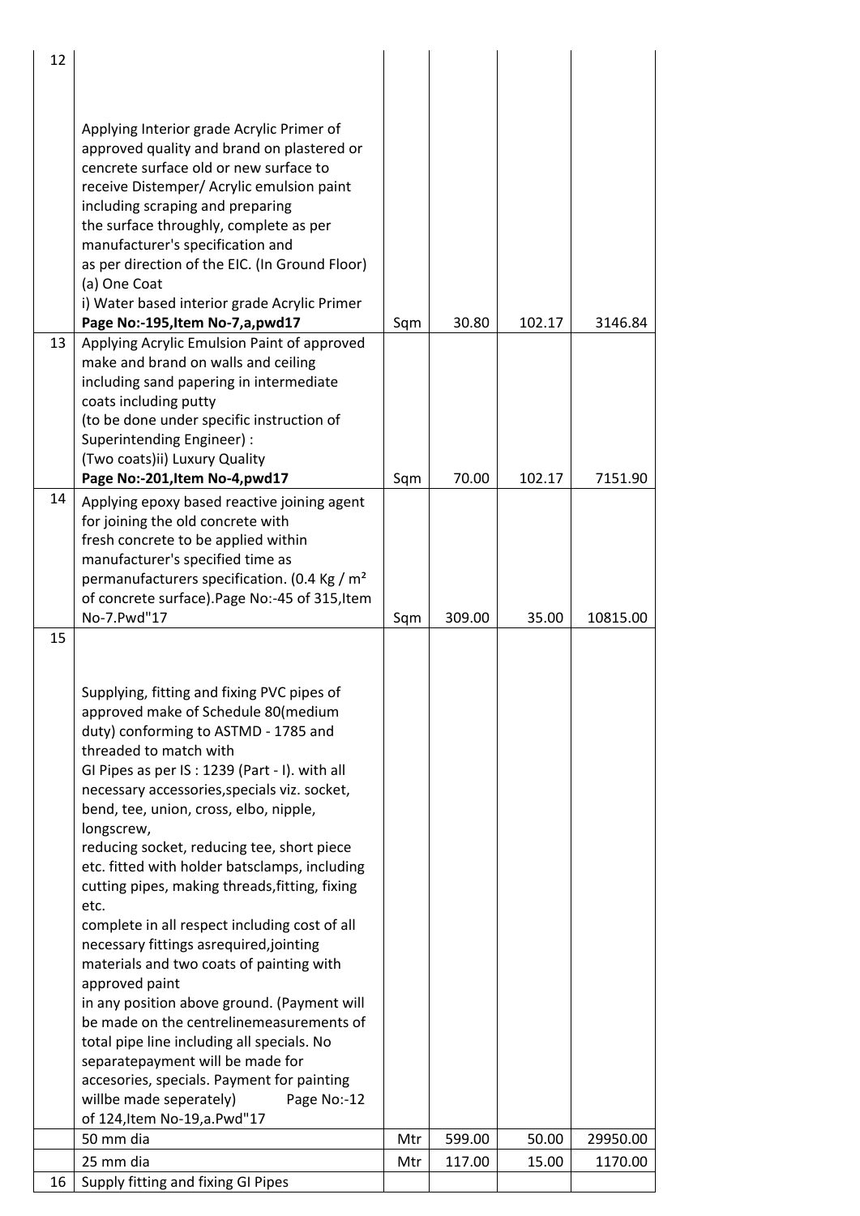| | | | | | |
|---|---|---|---|---|---|
| 12 | Applying Interior grade Acrylic Primer of approved quality and brand on plastered or cencrete surface old or new surface to receive Distemper/ Acrylic emulsion paint including scraping and preparing the surface throughly, complete as per manufacturer's specification and as per direction of the EIC. (In Ground Floor) (a) One Coat i) Water based interior grade Acrylic Primer **Page No:-195,Item No-7,a,pwd17** | Sqm | 30.80 | 102.17 | 3146.84 |
| 13 | Applying Acrylic Emulsion Paint of approved make and brand on walls and ceiling including sand papering in intermediate coats including putty (to be done under specific instruction of Superintending Engineer) : (Two coats)ii) Luxury Quality **Page No:-201,Item No-4,pwd17** | Sqm | 70.00 | 102.17 | 7151.90 |
| 14 | Applying epoxy based reactive joining agent for joining the old concrete with fresh concrete to be applied within manufacturer's specified time as permanufacturers specification. (0.4 Kg / m² of concrete surface).Page No:-45 of 315,Item No-7.Pwd"17 | Sqm | 309.00 | 35.00 | 10815.00 |
| 15 | Supplying, fitting and fixing PVC pipes of approved make of Schedule 80(medium duty) conforming to ASTMD - 1785 and threaded to match with GI Pipes as per IS : 1239 (Part - I). with all necessary accessories,specials viz. socket, bend, tee, union, cross, elbo, nipple, longscrew, reducing socket, reducing tee, short piece etc. fitted with holder batsclamps, including cutting pipes, making threads,fitting, fixing etc. complete in all respect including cost of all necessary fittings asrequired,jointing materials and two coats of painting with approved paint in any position above ground. (Payment will be made on the centrelinemeasurements of total pipe line including all specials. No separatepayment will be made for accesories, specials. Payment for painting willbe made seperately) Page No:-12 of 124,Item No-19,a.Pwd"17 | | | | |
| | 50 mm dia | Mtr | 599.00 | 50.00 | 29950.00 |
| | 25 mm dia | Mtr | 117.00 | 15.00 | 1170.00 |
| 16 | Supply fitting and fixing GI Pipes | | | | |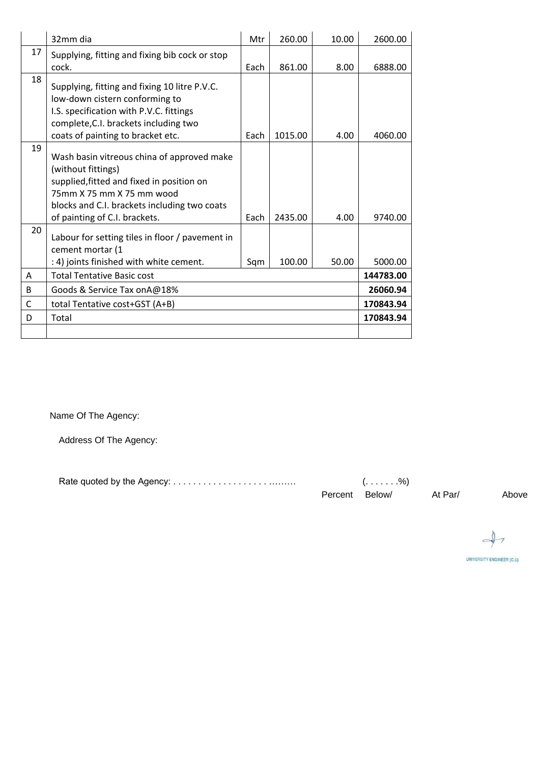| | | | | | |
|---|---|---|---|---|---|
| | 32mm dia | Mtr | 260.00 | 10.00 | 2600.00 |
| 17 | Supplying, fitting and fixing bib cock or stop cock. | Each | 861.00 | 8.00 | 6888.00 |
| 18 | Supplying, fitting and fixing 10 litre P.V.C. low-down cistern conforming to I.S. specification with P.V.C. fittings complete,C.I. brackets including two coats of painting to bracket etc. | Each | 1015.00 | 4.00 | 4060.00 |
| 19 | Wash basin vitreous china of approved make (without fittings) supplied,fitted and fixed in position on 75mm X 75 mm X 75 mm wood blocks and C.I. brackets including two coats of painting of C.I. brackets. | Each | 2435.00 | 4.00 | 9740.00 |
| 20 | Labour for setting tiles in floor / pavement in cement mortar (1 : 4) joints finished with white cement. | Sqm | 100.00 | 50.00 | 5000.00 |
| A | Total Tentative Basic cost | | | | **144783.00** |
| B | Goods & Service Tax onA@18% | | | | **26060.94** |
| C | total Tentative cost+GST (A+B) | | | | **170843.94** |
| D | Total | | | | **170843.94** |
| | | | | | |

Name Of The Agency:

Address Of The Agency:

Rate quoted by the Agency: . . . . . . . . . . . . . . . . . . . ......... (. . . . . . .%)

Percent Below/ At Par/ Above

UNIVERSITY ENGINEER (C.U)